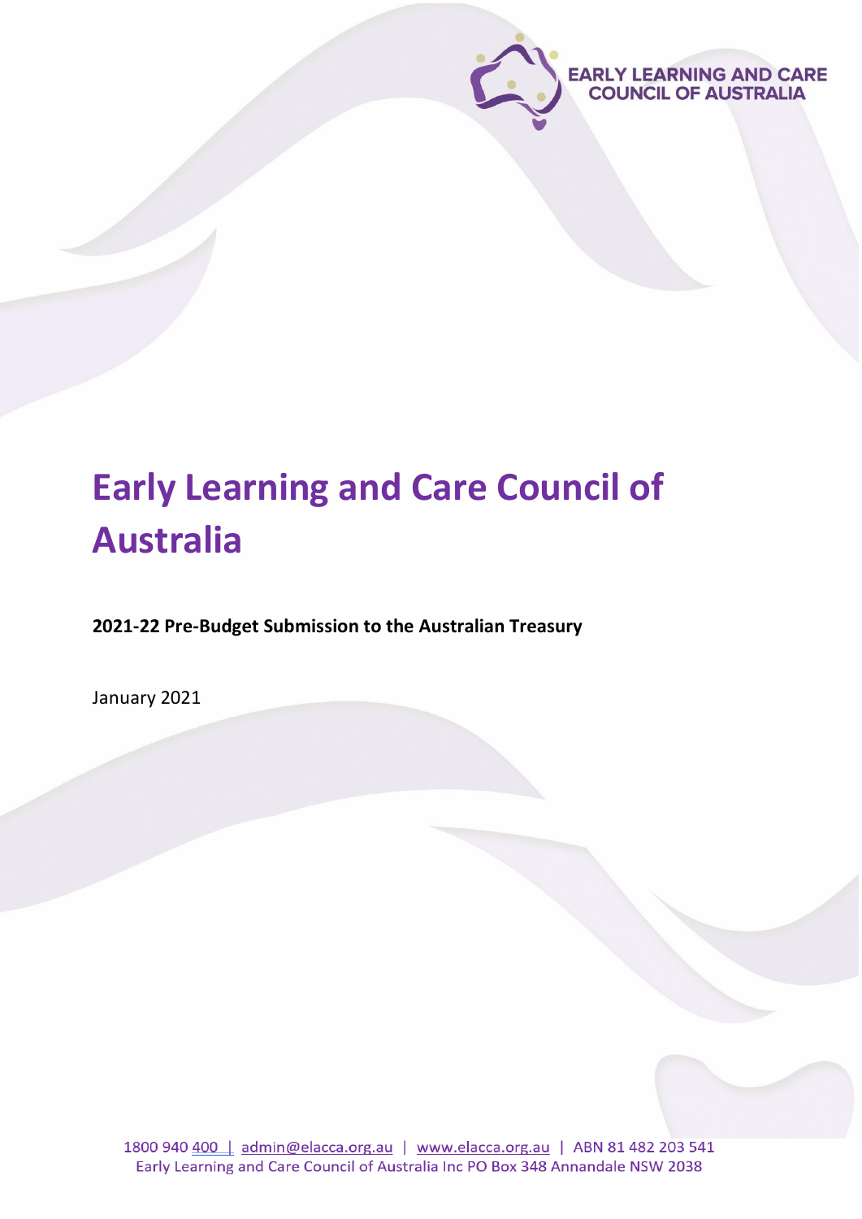EARLY LEARNING AND CARE COUNCIL OF AUSTRALIA

# Early Learning and Care Council of Australia

**2021-22 Pre-Budget Submission to the Australian Treasury**

January 2021

1800 940 400 | admin@elacca.org.au | www.elacca.org.au | ABN 81 482 203 541
Early Learning and Care Council of Australia Inc PO Box 348 Annandale NSW 2038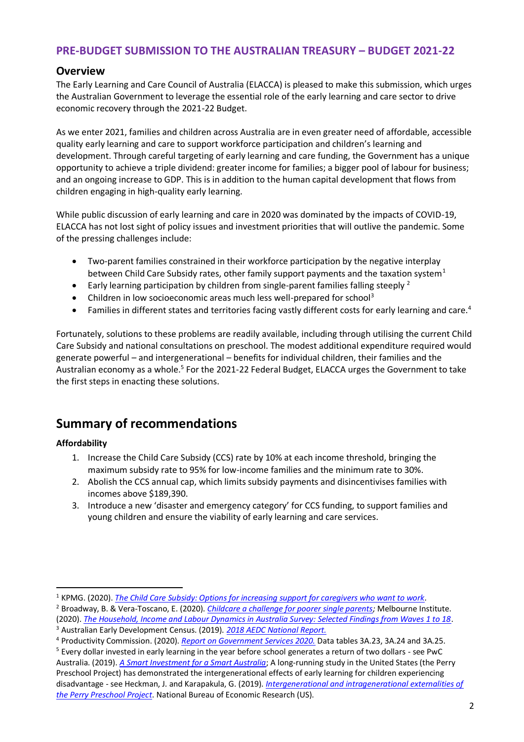## PRE-BUDGET SUBMISSION TO THE AUSTRALIAN TREASURY – BUDGET 2021-22

### Overview

The Early Learning and Care Council of Australia (ELACCA) is pleased to make this submission, which urges the Australian Government to leverage the essential role of the early learning and care sector to drive economic recovery through the 2021-22 Budget.

As we enter 2021, families and children across Australia are in even greater need of affordable, accessible quality early learning and care to support workforce participation and children's learning and development. Through careful targeting of early learning and care funding, the Government has a unique opportunity to achieve a triple dividend: greater income for families; a bigger pool of labour for business; and an ongoing increase to GDP. This is in addition to the human capital development that flows from children engaging in high-quality early learning.

While public discussion of early learning and care in 2020 was dominated by the impacts of COVID-19, ELACCA has not lost sight of policy issues and investment priorities that will outlive the pandemic. Some of the pressing challenges include:

- Two-parent families constrained in their workforce participation by the negative interplay between Child Care Subsidy rates, other family support payments and the taxation system[1]
- Early learning participation by children from single-parent families falling steeply [2]
- Children in low socioeconomic areas much less well-prepared for school[3]
- Families in different states and territories facing vastly different costs for early learning and care.[4]

Fortunately, solutions to these problems are readily available, including through utilising the current Child Care Subsidy and national consultations on preschool. The modest additional expenditure required would generate powerful – and intergenerational – benefits for individual children, their families and the Australian economy as a whole.[5] For the 2021-22 Federal Budget, ELACCA urges the Government to take the first steps in enacting these solutions.

## Summary of recommendations

**Affordability**

1. Increase the Child Care Subsidy (CCS) rate by 10% at each income threshold, bringing the maximum subsidy rate to 95% for low-income families and the minimum rate to 30%.
2. Abolish the CCS annual cap, which limits subsidy payments and disincentivises families with incomes above $189,390.
3. Introduce a new 'disaster and emergency category' for CCS funding, to support families and young children and ensure the viability of early learning and care services.

---

[1] KPMG. (2020). *The Child Care Subsidy: Options for increasing support for caregivers who want to work*.

[2] Broadway, B. & Vera-Toscano, E. (2020). *Childcare a challenge for poorer single parents*; Melbourne Institute. (2020). *The Household, Income and Labour Dynamics in Australia Survey: Selected Findings from Waves 1 to 18*.

[3] Australian Early Development Census. (2019). *2018 AEDC National Report.*

[4] Productivity Commission. (2020). *Report on Government Services 2020.* Data tables 3A.23, 3A.24 and 3A.25.

[5] Every dollar invested in early learning in the year before school generates a return of two dollars - see PwC Australia. (2019). *A Smart Investment for a Smart Australia*; A long-running study in the United States (the Perry Preschool Project) has demonstrated the intergenerational effects of early learning for children experiencing disadvantage - see Heckman, J. and Karapakula, G. (2019). *Intergenerational and intragenerational externalities of the Perry Preschool Project*. National Bureau of Economic Research (US).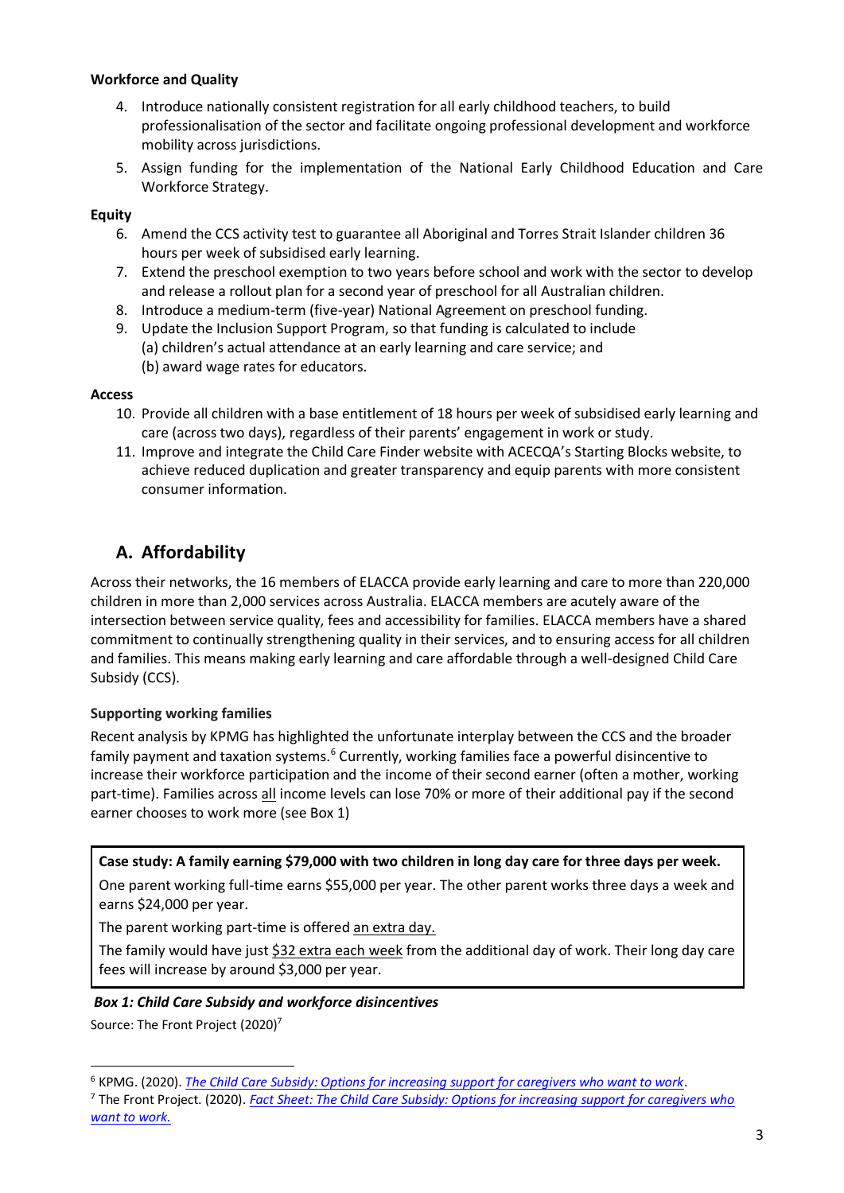**Workforce and Quality**

4. Introduce nationally consistent registration for all early childhood teachers, to build professionalisation of the sector and facilitate ongoing professional development and workforce mobility across jurisdictions.
5. Assign funding for the implementation of the National Early Childhood Education and Care Workforce Strategy.

**Equity**

6. Amend the CCS activity test to guarantee all Aboriginal and Torres Strait Islander children 36 hours per week of subsidised early learning.
7. Extend the preschool exemption to two years before school and work with the sector to develop and release a rollout plan for a second year of preschool for all Australian children.
8. Introduce a medium-term (five-year) National Agreement on preschool funding.
9. Update the Inclusion Support Program, so that funding is calculated to include
   (a) children's actual attendance at an early learning and care service; and
   (b) award wage rates for educators.

**Access**

10. Provide all children with a base entitlement of 18 hours per week of subsidised early learning and care (across two days), regardless of their parents' engagement in work or study.
11. Improve and integrate the Child Care Finder website with ACECQA's Starting Blocks website, to achieve reduced duplication and greater transparency and equip parents with more consistent consumer information.

## A. Affordability

Across their networks, the 16 members of ELACCA provide early learning and care to more than 220,000 children in more than 2,000 services across Australia. ELACCA members are acutely aware of the intersection between service quality, fees and accessibility for families. ELACCA members have a shared commitment to continually strengthening quality in their services, and to ensuring access for all children and families. This means making early learning and care affordable through a well-designed Child Care Subsidy (CCS).

**Supporting working families**

Recent analysis by KPMG has highlighted the unfortunate interplay between the CCS and the broader family payment and taxation systems.[6] Currently, working families face a powerful disincentive to increase their workforce participation and the income of their second earner (often a mother, working part-time). Families across all income levels can lose 70% or more of their additional pay if the second earner chooses to work more (see Box 1)

**Case study: A family earning $79,000 with two children in long day care for three days per week.**

One parent working full-time earns $55,000 per year. The other parent works three days a week and earns $24,000 per year.

The parent working part-time is offered an extra day.

The family would have just $32 extra each week from the additional day of work. Their long day care fees will increase by around $3,000 per year.

***Box 1: Child Care Subsidy and workforce disincentives***

Source: The Front Project (2020)[7]

---

[6] KPMG. (2020). *The Child Care Subsidy: Options for increasing support for caregivers who want to work*.

[7] The Front Project. (2020). *Fact Sheet: The Child Care Subsidy: Options for increasing support for caregivers who want to work.*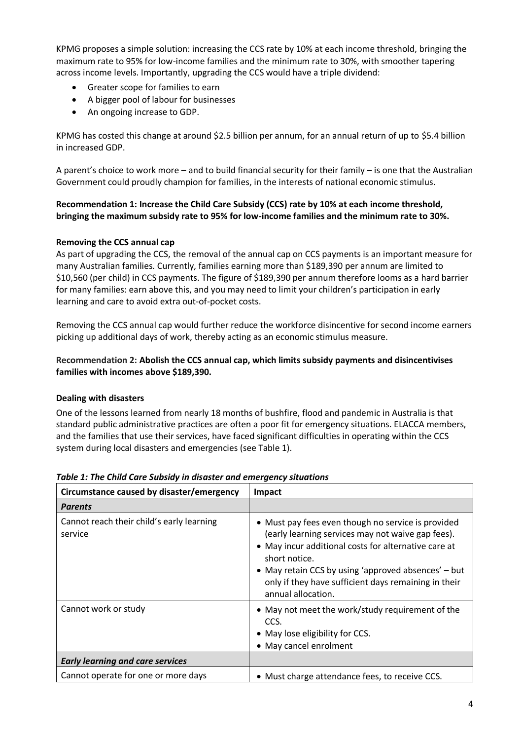KPMG proposes a simple solution: increasing the CCS rate by 10% at each income threshold, bringing the maximum rate to 95% for low-income families and the minimum rate to 30%, with smoother tapering across income levels. Importantly, upgrading the CCS would have a triple dividend:

- Greater scope for families to earn
- A bigger pool of labour for businesses
- An ongoing increase to GDP.

KPMG has costed this change at around $2.5 billion per annum, for an annual return of up to $5.4 billion in increased GDP.

A parent's choice to work more – and to build financial security for their family – is one that the Australian Government could proudly champion for families, in the interests of national economic stimulus.

**Recommendation 1: Increase the Child Care Subsidy (CCS) rate by 10% at each income threshold, bringing the maximum subsidy rate to 95% for low-income families and the minimum rate to 30%.**

**Removing the CCS annual cap**

As part of upgrading the CCS, the removal of the annual cap on CCS payments is an important measure for many Australian families. Currently, families earning more than $189,390 per annum are limited to $10,560 (per child) in CCS payments. The figure of $189,390 per annum therefore looms as a hard barrier for many families: earn above this, and you may need to limit your children's participation in early learning and care to avoid extra out-of-pocket costs.

Removing the CCS annual cap would further reduce the workforce disincentive for second income earners picking up additional days of work, thereby acting as an economic stimulus measure.

**Recommendation 2: Abolish the CCS annual cap, which limits subsidy payments and disincentivises families with incomes above $189,390.**

**Dealing with disasters**

One of the lessons learned from nearly 18 months of bushfire, flood and pandemic in Australia is that standard public administrative practices are often a poor fit for emergency situations. ELACCA members, and the families that use their services, have faced significant difficulties in operating within the CCS system during local disasters and emergencies (see Table 1).

***Table 1: The Child Care Subsidy in disaster and emergency situations***

| Circumstance caused by disaster/emergency | Impact |
|---|---|
| ***Parents*** | |
| Cannot reach their child's early learning service | • Must pay fees even though no service is provided (early learning services may not waive gap fees).<br>• May incur additional costs for alternative care at short notice.<br>• May retain CCS by using 'approved absences' – but only if they have sufficient days remaining in their annual allocation. |
| Cannot work or study | • May not meet the work/study requirement of the CCS.<br>• May lose eligibility for CCS.<br>• May cancel enrolment |
| ***Early learning and care services*** | |
| Cannot operate for one or more days | • Must charge attendance fees, to receive CCS. |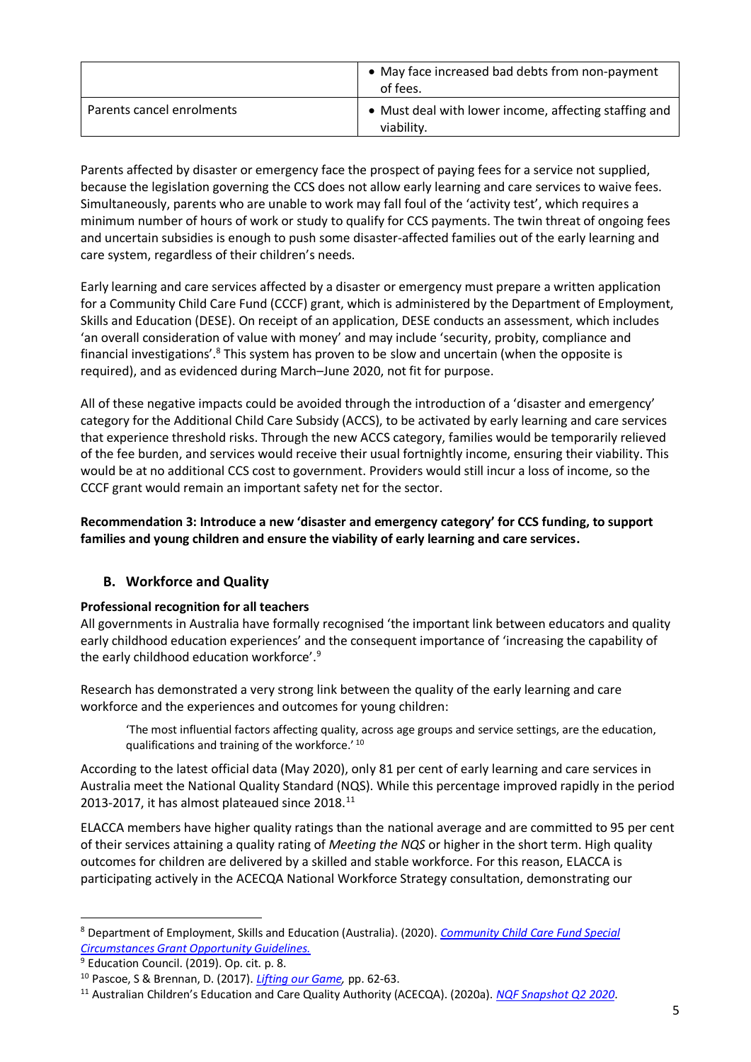| | |
|---|---|
| | • May face increased bad debts from non-payment of fees. |
| Parents cancel enrolments | • Must deal with lower income, affecting staffing and viability. |

Parents affected by disaster or emergency face the prospect of paying fees for a service not supplied, because the legislation governing the CCS does not allow early learning and care services to waive fees. Simultaneously, parents who are unable to work may fall foul of the 'activity test', which requires a minimum number of hours of work or study to qualify for CCS payments. The twin threat of ongoing fees and uncertain subsidies is enough to push some disaster-affected families out of the early learning and care system, regardless of their children's needs.

Early learning and care services affected by a disaster or emergency must prepare a written application for a Community Child Care Fund (CCCF) grant, which is administered by the Department of Employment, Skills and Education (DESE). On receipt of an application, DESE conducts an assessment, which includes 'an overall consideration of value with money' and may include 'security, probity, compliance and financial investigations'.[8] This system has proven to be slow and uncertain (when the opposite is required), and as evidenced during March–June 2020, not fit for purpose.

All of these negative impacts could be avoided through the introduction of a 'disaster and emergency' category for the Additional Child Care Subsidy (ACCS), to be activated by early learning and care services that experience threshold risks. Through the new ACCS category, families would be temporarily relieved of the fee burden, and services would receive their usual fortnightly income, ensuring their viability. This would be at no additional CCS cost to government. Providers would still incur a loss of income, so the CCCF grant would remain an important safety net for the sector.

**Recommendation 3: Introduce a new 'disaster and emergency category' for CCS funding, to support families and young children and ensure the viability of early learning and care services.**

## B. Workforce and Quality

**Professional recognition for all teachers**

All governments in Australia have formally recognised 'the important link between educators and quality early childhood education experiences' and the consequent importance of 'increasing the capability of the early childhood education workforce'.[9]

Research has demonstrated a very strong link between the quality of the early learning and care workforce and the experiences and outcomes for young children:

> 'The most influential factors affecting quality, across age groups and service settings, are the education, qualifications and training of the workforce.'[10]

According to the latest official data (May 2020), only 81 per cent of early learning and care services in Australia meet the National Quality Standard (NQS). While this percentage improved rapidly in the period 2013-2017, it has almost plateaued since 2018.[11]

ELACCA members have higher quality ratings than the national average and are committed to 95 per cent of their services attaining a quality rating of *Meeting the NQS* or higher in the short term. High quality outcomes for children are delivered by a skilled and stable workforce. For this reason, ELACCA is participating actively in the ACECQA National Workforce Strategy consultation, demonstrating our

---

[8] Department of Employment, Skills and Education (Australia). (2020). *Community Child Care Fund Special Circumstances Grant Opportunity Guidelines.*

[9] Education Council. (2019). Op. cit. p. 8.

[10] Pascoe, S & Brennan, D. (2017). *Lifting our Game,* pp. 62-63.

[11] Australian Children's Education and Care Quality Authority (ACECQA). (2020a). *NQF Snapshot Q2 2020*.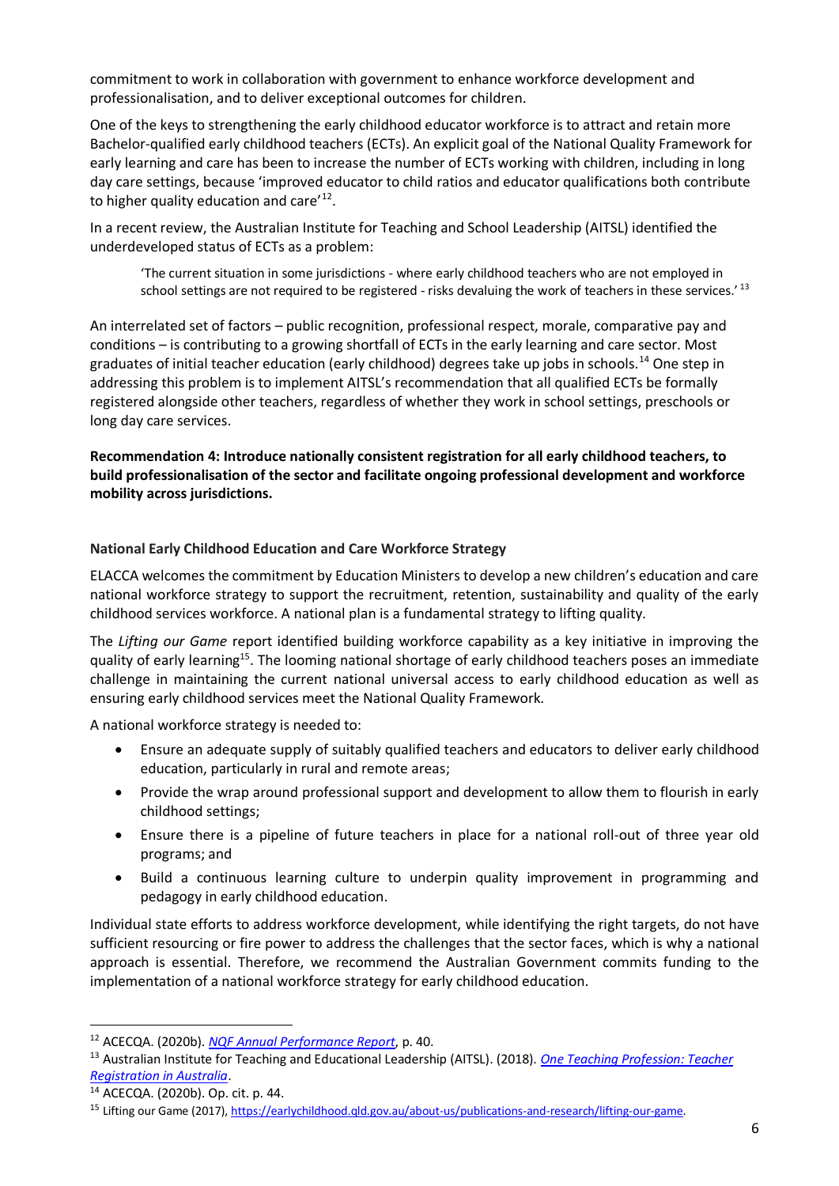commitment to work in collaboration with government to enhance workforce development and professionalisation, and to deliver exceptional outcomes for children.

One of the keys to strengthening the early childhood educator workforce is to attract and retain more Bachelor-qualified early childhood teachers (ECTs). An explicit goal of the National Quality Framework for early learning and care has been to increase the number of ECTs working with children, including in long day care settings, because 'improved educator to child ratios and educator qualifications both contribute to higher quality education and care'[12].

In a recent review, the Australian Institute for Teaching and School Leadership (AITSL) identified the underdeveloped status of ECTs as a problem:

> 'The current situation in some jurisdictions - where early childhood teachers who are not employed in school settings are not required to be registered - risks devaluing the work of teachers in these services.'[13]

An interrelated set of factors – public recognition, professional respect, morale, comparative pay and conditions – is contributing to a growing shortfall of ECTs in the early learning and care sector. Most graduates of initial teacher education (early childhood) degrees take up jobs in schools.[14] One step in addressing this problem is to implement AITSL's recommendation that all qualified ECTs be formally registered alongside other teachers, regardless of whether they work in school settings, preschools or long day care services.

**Recommendation 4: Introduce nationally consistent registration for all early childhood teachers, to build professionalisation of the sector and facilitate ongoing professional development and workforce mobility across jurisdictions.**

### National Early Childhood Education and Care Workforce Strategy

ELACCA welcomes the commitment by Education Ministers to develop a new children's education and care national workforce strategy to support the recruitment, retention, sustainability and quality of the early childhood services workforce. A national plan is a fundamental strategy to lifting quality.

The *Lifting our Game* report identified building workforce capability as a key initiative in improving the quality of early learning[15]. The looming national shortage of early childhood teachers poses an immediate challenge in maintaining the current national universal access to early childhood education as well as ensuring early childhood services meet the National Quality Framework.

A national workforce strategy is needed to:

- Ensure an adequate supply of suitably qualified teachers and educators to deliver early childhood education, particularly in rural and remote areas;
- Provide the wrap around professional support and development to allow them to flourish in early childhood settings;
- Ensure there is a pipeline of future teachers in place for a national roll-out of three year old programs; and
- Build a continuous learning culture to underpin quality improvement in programming and pedagogy in early childhood education.

Individual state efforts to address workforce development, while identifying the right targets, do not have sufficient resourcing or fire power to address the challenges that the sector faces, which is why a national approach is essential. Therefore, we recommend the Australian Government commits funding to the implementation of a national workforce strategy for early childhood education.

---

[12] ACECQA. (2020b). *NQF Annual Performance Report*, p. 40.

[13] Australian Institute for Teaching and Educational Leadership (AITSL). (2018). *One Teaching Profession: Teacher Registration in Australia*.

[14] ACECQA. (2020b). Op. cit. p. 44.

[15] Lifting our Game (2017), https://earlychildhood.qld.gov.au/about-us/publications-and-research/lifting-our-game.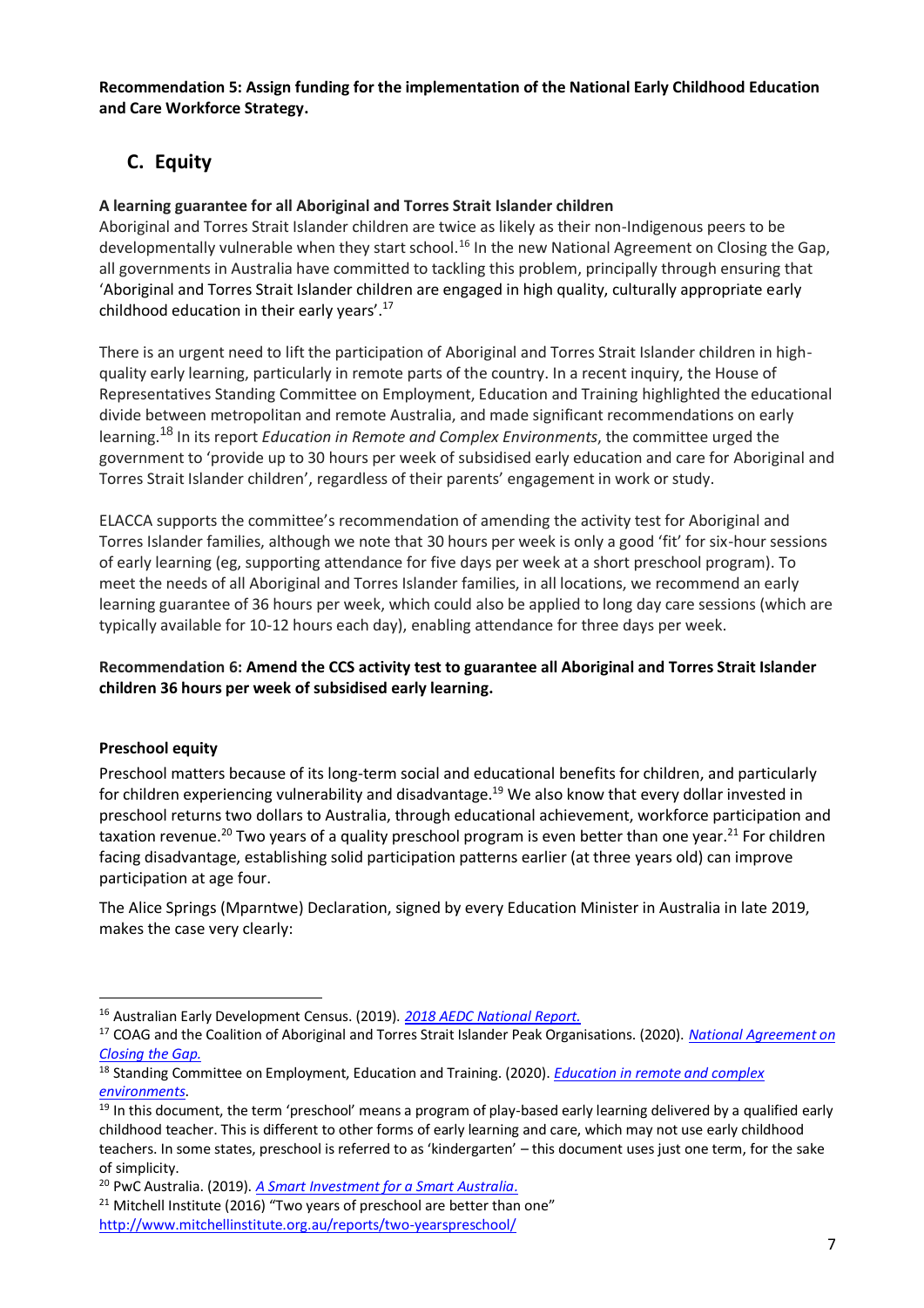**Recommendation 5: Assign funding for the implementation of the National Early Childhood Education and Care Workforce Strategy.**

## C. Equity

**A learning guarantee for all Aboriginal and Torres Strait Islander children**

Aboriginal and Torres Strait Islander children are twice as likely as their non-Indigenous peers to be developmentally vulnerable when they start school.[16] In the new National Agreement on Closing the Gap, all governments in Australia have committed to tackling this problem, principally through ensuring that 'Aboriginal and Torres Strait Islander children are engaged in high quality, culturally appropriate early childhood education in their early years'.[17]

There is an urgent need to lift the participation of Aboriginal and Torres Strait Islander children in high-quality early learning, particularly in remote parts of the country. In a recent inquiry, the House of Representatives Standing Committee on Employment, Education and Training highlighted the educational divide between metropolitan and remote Australia, and made significant recommendations on early learning.[18] In its report *Education in Remote and Complex Environments*, the committee urged the government to 'provide up to 30 hours per week of subsidised early education and care for Aboriginal and Torres Strait Islander children', regardless of their parents' engagement in work or study.

ELACCA supports the committee's recommendation of amending the activity test for Aboriginal and Torres Islander families, although we note that 30 hours per week is only a good 'fit' for six-hour sessions of early learning (eg, supporting attendance for five days per week at a short preschool program). To meet the needs of all Aboriginal and Torres Islander families, in all locations, we recommend an early learning guarantee of 36 hours per week, which could also be applied to long day care sessions (which are typically available for 10-12 hours each day), enabling attendance for three days per week.

**Recommendation 6: Amend the CCS activity test to guarantee all Aboriginal and Torres Strait Islander children 36 hours per week of subsidised early learning.**

**Preschool equity**

Preschool matters because of its long-term social and educational benefits for children, and particularly for children experiencing vulnerability and disadvantage.[19] We also know that every dollar invested in preschool returns two dollars to Australia, through educational achievement, workforce participation and taxation revenue.[20] Two years of a quality preschool program is even better than one year.[21] For children facing disadvantage, establishing solid participation patterns earlier (at three years old) can improve participation at age four.

The Alice Springs (Mparntwe) Declaration, signed by every Education Minister in Australia in late 2019, makes the case very clearly:

---

[16] Australian Early Development Census. (2019). *2018 AEDC National Report.*

[17] COAG and the Coalition of Aboriginal and Torres Strait Islander Peak Organisations. (2020). *National Agreement on Closing the Gap.*

[18] Standing Committee on Employment, Education and Training. (2020). *Education in remote and complex environments.*

[19] In this document, the term 'preschool' means a program of play-based early learning delivered by a qualified early childhood teacher. This is different to other forms of early learning and care, which may not use early childhood teachers. In some states, preschool is referred to as 'kindergarten' – this document uses just one term, for the sake of simplicity.

[20] PwC Australia. (2019). *A Smart Investment for a Smart Australia.*

[21] Mitchell Institute (2016) "Two years of preschool are better than one" http://www.mitchellinstitute.org.au/reports/two-yearspreschool/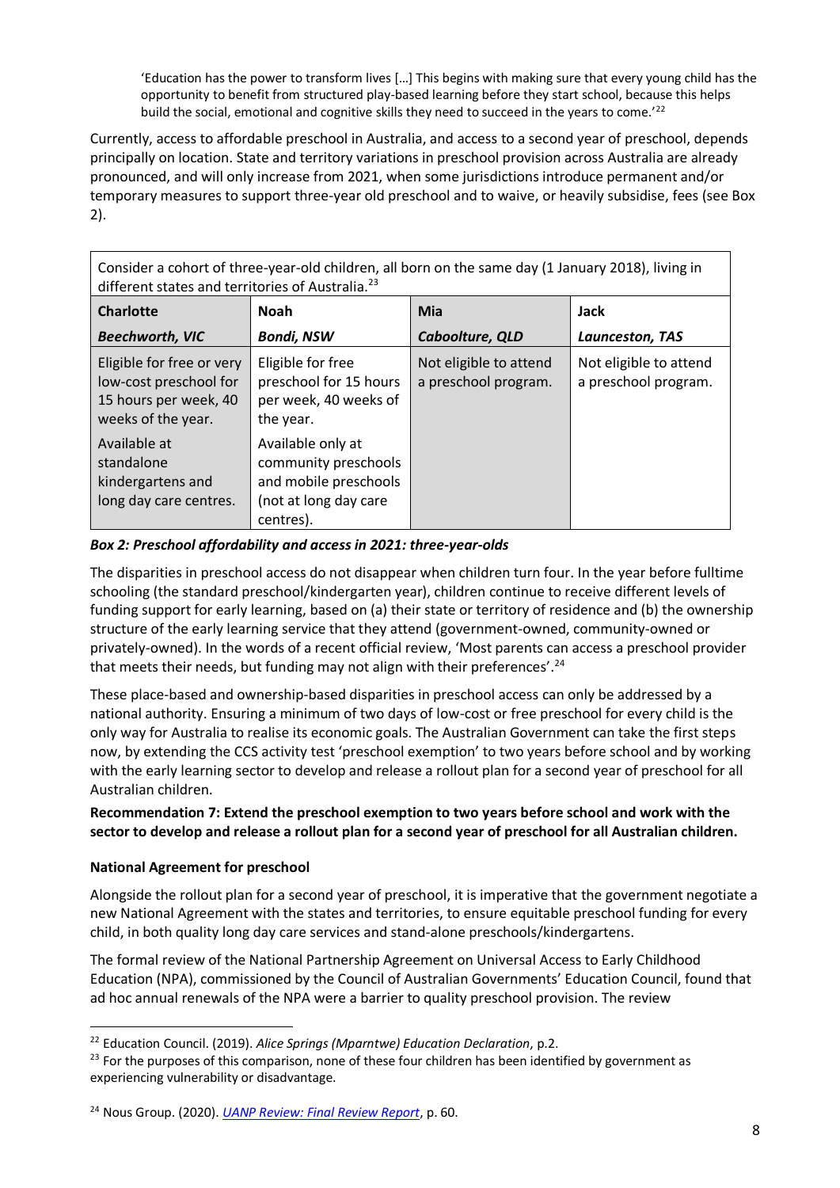> 'Education has the power to transform lives […] This begins with making sure that every young child has the opportunity to benefit from structured play-based learning before they start school, because this helps build the social, emotional and cognitive skills they need to succeed in the years to come.'[22]

Currently, access to affordable preschool in Australia, and access to a second year of preschool, depends principally on location. State and territory variations in preschool provision across Australia are already pronounced, and will only increase from 2021, when some jurisdictions introduce permanent and/or temporary measures to support three-year old preschool and to waive, or heavily subsidise, fees (see Box 2).

| Consider a cohort of three-year-old children, all born on the same day (1 January 2018), living in different states and territories of Australia.[23] | | | |
|---|---|---|---|
| **Charlotte** | **Noah** | **Mia** | **Jack** |
| ***Beechworth, VIC*** | ***Bondi, NSW*** | ***Caboolture, QLD*** | ***Launceston, TAS*** |
| Eligible for free or very low-cost preschool for 15 hours per week, 40 weeks of the year. | Eligible for free preschool for 15 hours per week, 40 weeks of the year. | Not eligible to attend a preschool program. | Not eligible to attend a preschool program. |
| Available at standalone kindergartens and long day care centres. | Available only at community preschools and mobile preschools (not at long day care centres). | | |

***Box 2: Preschool affordability and access in 2021: three-year-olds***

The disparities in preschool access do not disappear when children turn four. In the year before fulltime schooling (the standard preschool/kindergarten year), children continue to receive different levels of funding support for early learning, based on (a) their state or territory of residence and (b) the ownership structure of the early learning service that they attend (government-owned, community-owned or privately-owned). In the words of a recent official review, 'Most parents can access a preschool provider that meets their needs, but funding may not align with their preferences'.[24]

These place-based and ownership-based disparities in preschool access can only be addressed by a national authority. Ensuring a minimum of two days of low-cost or free preschool for every child is the only way for Australia to realise its economic goals. The Australian Government can take the first steps now, by extending the CCS activity test 'preschool exemption' to two years before school and by working with the early learning sector to develop and release a rollout plan for a second year of preschool for all Australian children.

**Recommendation 7: Extend the preschool exemption to two years before school and work with the sector to develop and release a rollout plan for a second year of preschool for all Australian children.**

**National Agreement for preschool**

Alongside the rollout plan for a second year of preschool, it is imperative that the government negotiate a new National Agreement with the states and territories, to ensure equitable preschool funding for every child, in both quality long day care services and stand-alone preschools/kindergartens.

The formal review of the National Partnership Agreement on Universal Access to Early Childhood Education (NPA), commissioned by the Council of Australian Governments' Education Council, found that ad hoc annual renewals of the NPA were a barrier to quality preschool provision. The review

---

[22] Education Council. (2019). *Alice Springs (Mparntwe) Education Declaration*, p.2.

[23] For the purposes of this comparison, none of these four children has been identified by government as experiencing vulnerability or disadvantage.

[24] Nous Group. (2020). *UANP Review: Final Review Report*, p. 60.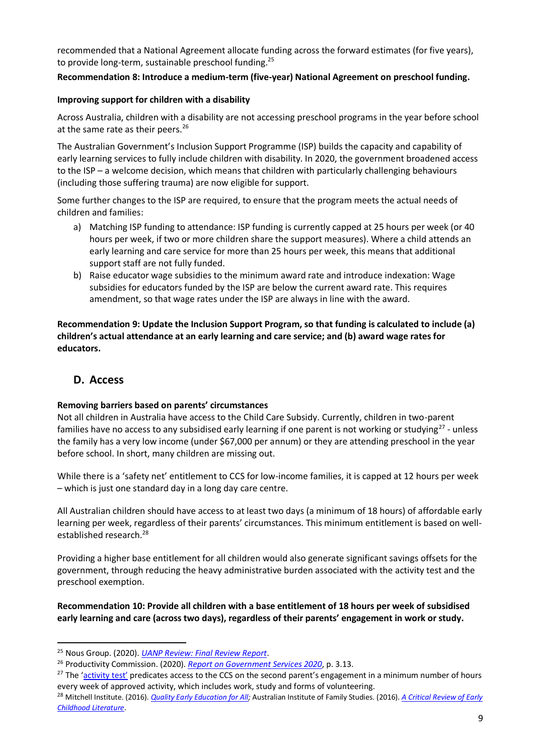recommended that a National Agreement allocate funding across the forward estimates (for five years), to provide long-term, sustainable preschool funding.[25]

**Recommendation 8: Introduce a medium-term (five-year) National Agreement on preschool funding.**

### Improving support for children with a disability

Across Australia, children with a disability are not accessing preschool programs in the year before school at the same rate as their peers.[26]

The Australian Government's Inclusion Support Programme (ISP) builds the capacity and capability of early learning services to fully include children with disability. In 2020, the government broadened access to the ISP – a welcome decision, which means that children with particularly challenging behaviours (including those suffering trauma) are now eligible for support.

Some further changes to the ISP are required, to ensure that the program meets the actual needs of children and families:

a) Matching ISP funding to attendance: ISP funding is currently capped at 25 hours per week (or 40 hours per week, if two or more children share the support measures). Where a child attends an early learning and care service for more than 25 hours per week, this means that additional support staff are not fully funded.

b) Raise educator wage subsidies to the minimum award rate and introduce indexation: Wage subsidies for educators funded by the ISP are below the current award rate. This requires amendment, so that wage rates under the ISP are always in line with the award.

**Recommendation 9: Update the Inclusion Support Program, so that funding is calculated to include (a) children's actual attendance at an early learning and care service; and (b) award wage rates for educators.**

## D. Access

### Removing barriers based on parents' circumstances

Not all children in Australia have access to the Child Care Subsidy. Currently, children in two-parent families have no access to any subsidised early learning if one parent is not working or studying[27] - unless the family has a very low income (under $67,000 per annum) or they are attending preschool in the year before school. In short, many children are missing out.

While there is a 'safety net' entitlement to CCS for low-income families, it is capped at 12 hours per week – which is just one standard day in a long day care centre.

All Australian children should have access to at least two days (a minimum of 18 hours) of affordable early learning per week, regardless of their parents' circumstances. This minimum entitlement is based on well-established research.[28]

Providing a higher base entitlement for all children would also generate significant savings offsets for the government, through reducing the heavy administrative burden associated with the activity test and the preschool exemption.

**Recommendation 10: Provide all children with a base entitlement of 18 hours per week of subsidised early learning and care (across two days), regardless of their parents' engagement in work or study.**

---

[25] Nous Group. (2020). *UANP Review: Final Review Report*.

[26] Productivity Commission. (2020). *Report on Government Services 2020*, p. 3.13.

[27] The 'activity test' predicates access to the CCS on the second parent's engagement in a minimum number of hours every week of approved activity, which includes work, study and forms of volunteering.

[28] Mitchell Institute. (2016). *Quality Early Education for All*; Australian Institute of Family Studies. (2016). *A Critical Review of Early Childhood Literature*.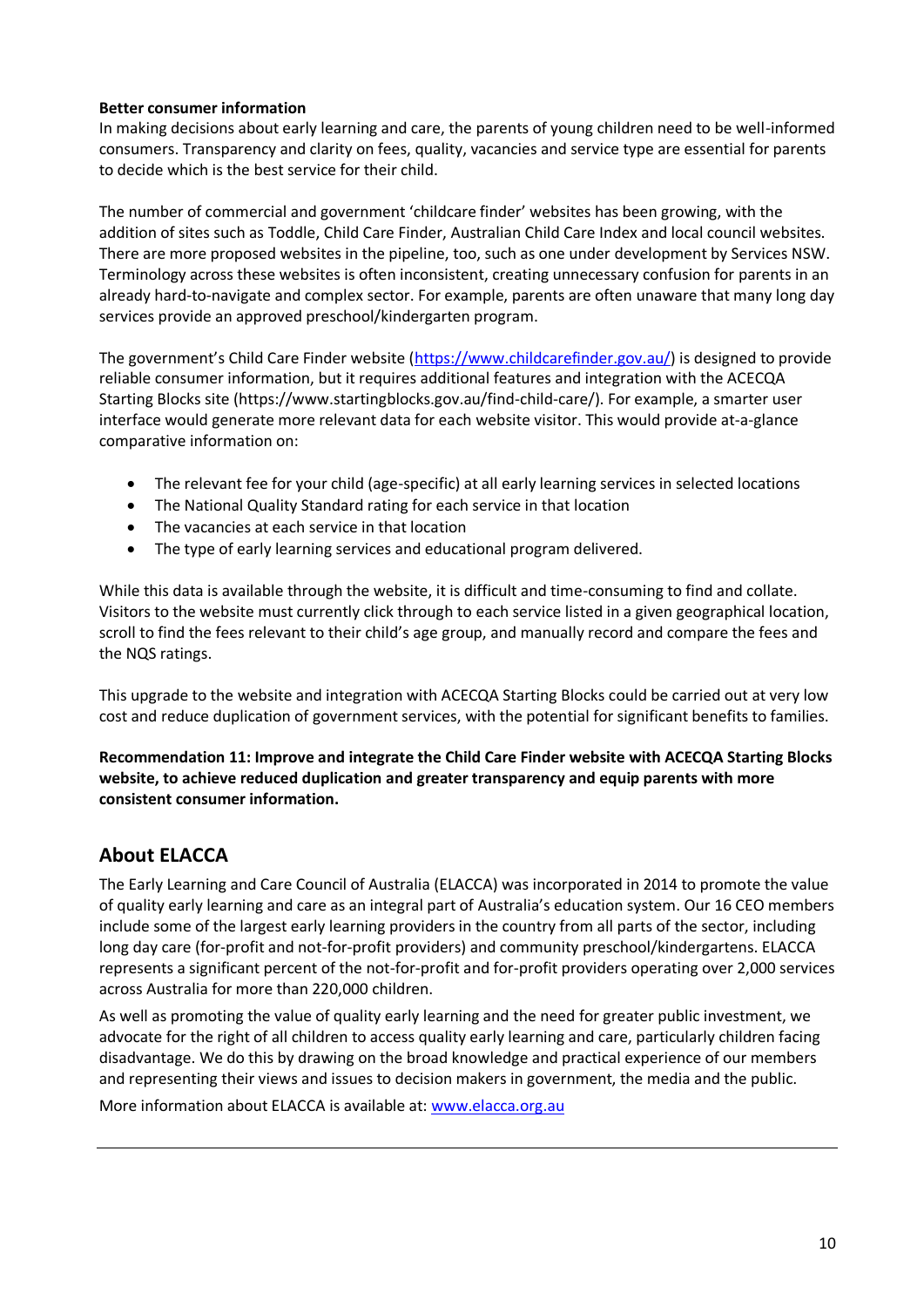**Better consumer information**

In making decisions about early learning and care, the parents of young children need to be well-informed consumers. Transparency and clarity on fees, quality, vacancies and service type are essential for parents to decide which is the best service for their child.

The number of commercial and government 'childcare finder' websites has been growing, with the addition of sites such as Toddle, Child Care Finder, Australian Child Care Index and local council websites. There are more proposed websites in the pipeline, too, such as one under development by Services NSW. Terminology across these websites is often inconsistent, creating unnecessary confusion for parents in an already hard-to-navigate and complex sector. For example, parents are often unaware that many long day services provide an approved preschool/kindergarten program.

The government's Child Care Finder website (https://www.childcarefinder.gov.au/) is designed to provide reliable consumer information, but it requires additional features and integration with the ACECQA Starting Blocks site (https://www.startingblocks.gov.au/find-child-care/). For example, a smarter user interface would generate more relevant data for each website visitor. This would provide at-a-glance comparative information on:

- The relevant fee for your child (age-specific) at all early learning services in selected locations
- The National Quality Standard rating for each service in that location
- The vacancies at each service in that location
- The type of early learning services and educational program delivered.

While this data is available through the website, it is difficult and time-consuming to find and collate. Visitors to the website must currently click through to each service listed in a given geographical location, scroll to find the fees relevant to their child's age group, and manually record and compare the fees and the NQS ratings.

This upgrade to the website and integration with ACECQA Starting Blocks could be carried out at very low cost and reduce duplication of government services, with the potential for significant benefits to families.

**Recommendation 11: Improve and integrate the Child Care Finder website with ACECQA Starting Blocks website, to achieve reduced duplication and greater transparency and equip parents with more consistent consumer information.**

## About ELACCA

The Early Learning and Care Council of Australia (ELACCA) was incorporated in 2014 to promote the value of quality early learning and care as an integral part of Australia's education system. Our 16 CEO members include some of the largest early learning providers in the country from all parts of the sector, including long day care (for-profit and not-for-profit providers) and community preschool/kindergartens. ELACCA represents a significant percent of the not-for-profit and for-profit providers operating over 2,000 services across Australia for more than 220,000 children.

As well as promoting the value of quality early learning and the need for greater public investment, we advocate for the right of all children to access quality early learning and care, particularly children facing disadvantage. We do this by drawing on the broad knowledge and practical experience of our members and representing their views and issues to decision makers in government, the media and the public.

More information about ELACCA is available at: www.elacca.org.au